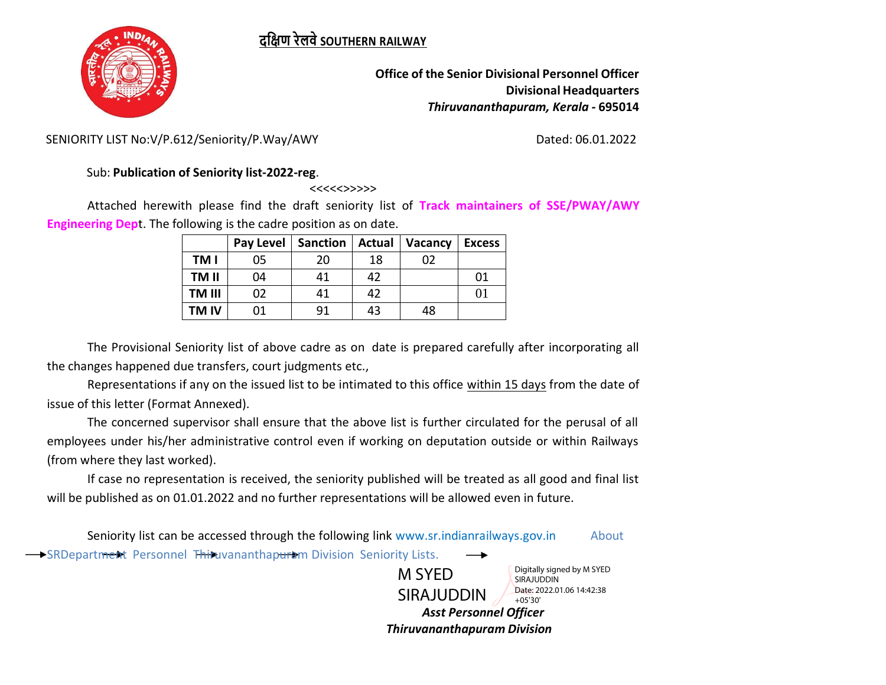**दक्षिण रेलवे SOUTHERN RAILWAY**

**Office of the Senior Divisional Personnel Officer**
**Divisional Headquarters**
***Thiruvananthapuram, Kerala* - 695014**

SENIORITY LIST No:V/P.612/Seniority/P.Way/AWY Dated: 06.01.2022

Sub: **Publication of Seniority list-2022-reg**.

<<<<<>>>>>

Attached herewith please find the draft seniority list of **Track maintainers of SSE/PWAY/AWY Engineering Dep**t. The following is the cadre position as on date.

| | Pay Level | Sanction | Actual | Vacancy | Excess |
|---|---|---|---|---|---|
| **TM I** | 05 | 20 | 18 | 02 | |
| **TM II** | 04 | 41 | 42 | | 01 |
| **TM III** | 02 | 41 | 42 | | 01 |
| **TM IV** | 01 | 91 | 43 | 48 | |

The Provisional Seniority list of above cadre as on date is prepared carefully after incorporating all the changes happened due transfers, court judgments etc.,

Representations if any on the issued list to be intimated to this office within 15 days from the date of issue of this letter (Format Annexed).

The concerned supervisor shall ensure that the above list is further circulated for the perusal of all employees under his/her administrative control even if working on deputation outside or within Railways (from where they last worked).

If case no representation is received, the seniority published will be treated as all good and final list will be published as on 01.01.2022 and no further representations will be allowed even in future.

Seniority list can be accessed through the following link www.sr.indianrailways.gov.in → About SR → Department → Personnel → Thiruvananthapuram Division → Seniority Lists. →

M SYED SIRAJUDDIN
Digitally signed by M SYED SIRAJUDDIN
Date: 2022.01.06 14:42:38 +05'30'

***Asst Personnel Officer***
***Thiruvananthapuram Division***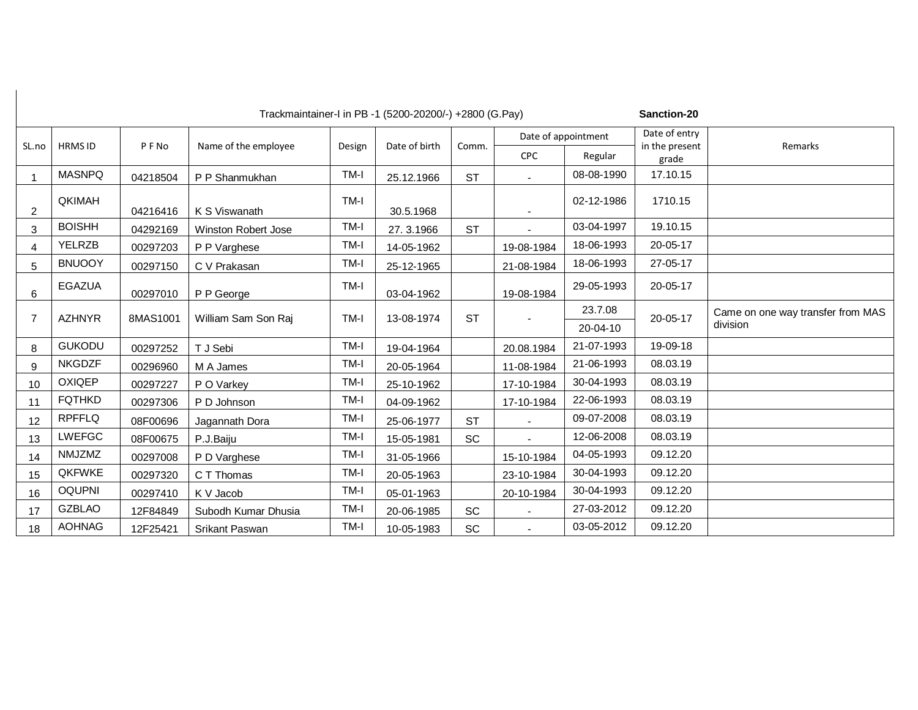Trackmaintainer-I in PB -1 (5200-20200/-) +2800 (G.Pay) **Sanction-20**

| SL.no | HRMS ID | P F No | Name of the employee | Design | Date of birth | Comm. | Date of appointment | | Date of entry in the present grade | Remarks |
|---|---|---|---|---|---|---|---|---|---|---|
| | | | | | | | CPC | Regular | | |
| 1 | MASNPQ | 04218504 | P P Shanmukhan | TM-I | 25.12.1966 | ST | - | 08-08-1990 | 17.10.15 | |
| 2 | QKIMAH | 04216416 | K S Viswanath | TM-I | 30.5.1968 | | - | 02-12-1986 | 1710.15 | |
| 3 | BOISHH | 04292169 | Winston Robert Jose | TM-I | 27. 3.1966 | ST | - | 03-04-1997 | 19.10.15 | |
| 4 | YELRZB | 00297203 | P P Varghese | TM-I | 14-05-1962 | | 19-08-1984 | 18-06-1993 | 20-05-17 | |
| 5 | BNUOOY | 00297150 | C V Prakasan | TM-I | 25-12-1965 | | 21-08-1984 | 18-06-1993 | 27-05-17 | |
| 6 | EGAZUA | 00297010 | P P George | TM-I | 03-04-1962 | | 19-08-1984 | 29-05-1993 | 20-05-17 | |
| 7 | AZHNYR | 8MAS1001 | William Sam Son Raj | TM-I | 13-08-1974 | ST | - | 23.7.08<br>20-04-10 | 20-05-17 | Came on one way transfer from MAS division |
| 8 | GUKODU | 00297252 | T J Sebi | TM-I | 19-04-1964 | | 20.08.1984 | 21-07-1993 | 19-09-18 | |
| 9 | NKGDZF | 00296960 | M A James | TM-I | 20-05-1964 | | 11-08-1984 | 21-06-1993 | 08.03.19 | |
| 10 | OXIQEP | 00297227 | P O Varkey | TM-I | 25-10-1962 | | 17-10-1984 | 30-04-1993 | 08.03.19 | |
| 11 | FQTHKD | 00297306 | P D Johnson | TM-I | 04-09-1962 | | 17-10-1984 | 22-06-1993 | 08.03.19 | |
| 12 | RPFFLQ | 08F00696 | Jagannath Dora | TM-I | 25-06-1977 | ST | - | 09-07-2008 | 08.03.19 | |
| 13 | LWEFGC | 08F00675 | P.J.Baiju | TM-I | 15-05-1981 | SC | - | 12-06-2008 | 08.03.19 | |
| 14 | NMJZMZ | 00297008 | P D Varghese | TM-I | 31-05-1966 | | 15-10-1984 | 04-05-1993 | 09.12.20 | |
| 15 | QKFWKE | 00297320 | C T Thomas | TM-I | 20-05-1963 | | 23-10-1984 | 30-04-1993 | 09.12.20 | |
| 16 | OQUPNI | 00297410 | K V Jacob | TM-I | 05-01-1963 | | 20-10-1984 | 30-04-1993 | 09.12.20 | |
| 17 | GZBLAO | 12F84849 | Subodh Kumar Dhusia | TM-I | 20-06-1985 | SC | - | 27-03-2012 | 09.12.20 | |
| 18 | AOHNAG | 12F25421 | Srikant Paswan | TM-I | 10-05-1983 | SC | - | 03-05-2012 | 09.12.20 | |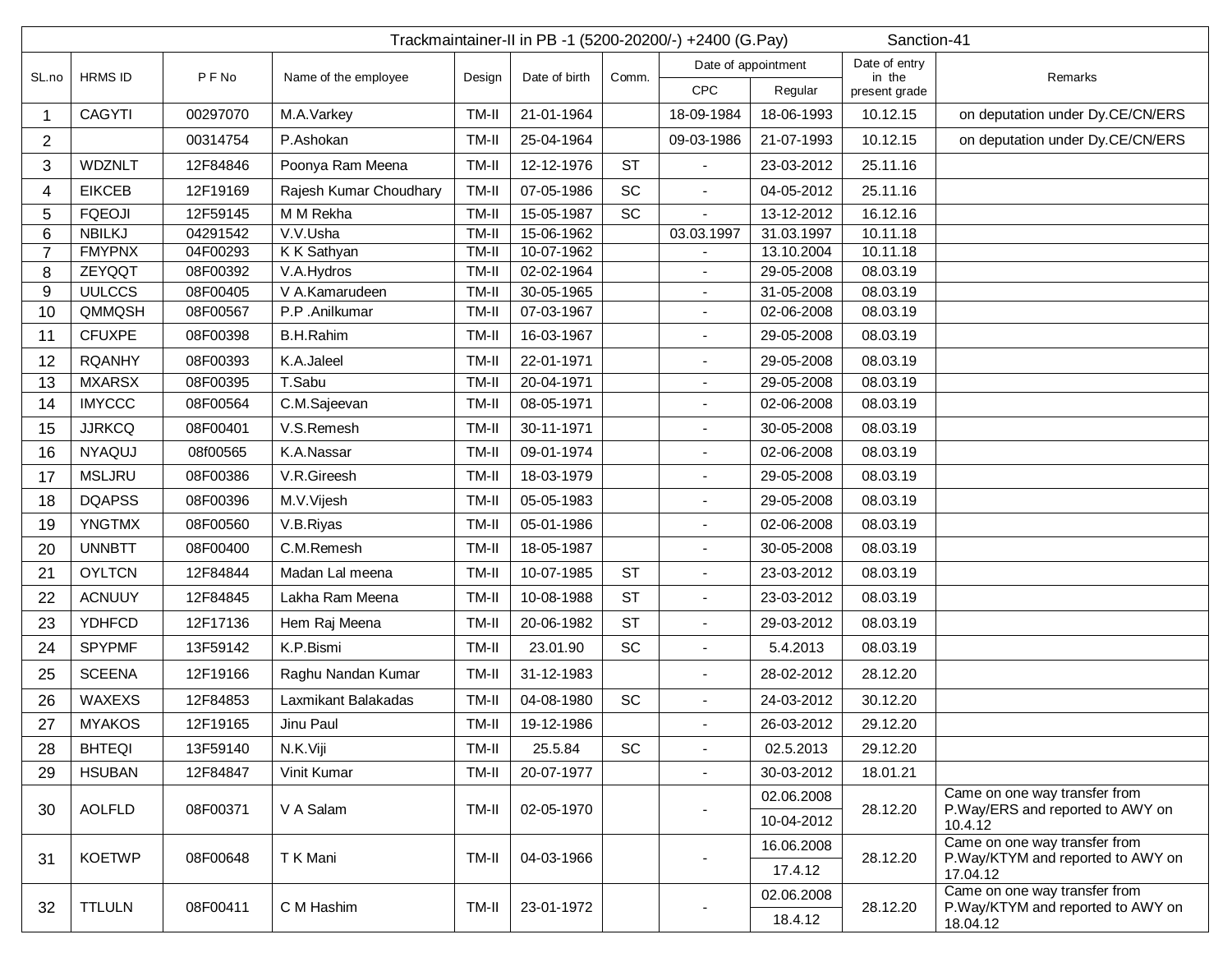| Trackmaintainer-II in PB -1 (5200-20200/-) +2400 (G.Pay) Sanction-41 | | | | | | | | | | |
|---|---|---|---|---|---|---|---|---|---|---|
| SL.no | HRMS ID | P F No | Name of the employee | Design | Date of birth | Comm. | Date of appointment | | Date of entry in the present grade | Remarks |
| | | | | | | | CPC | Regular | | |
| 1 | CAGYTI | 00297070 | M.A.Varkey | TM-II | 21-01-1964 | | 18-09-1984 | 18-06-1993 | 10.12.15 | on deputation under Dy.CE/CN/ERS |
| 2 | | 00314754 | P.Ashokan | TM-II | 25-04-1964 | | 09-03-1986 | 21-07-1993 | 10.12.15 | on deputation under Dy.CE/CN/ERS |
| 3 | WDZNLT | 12F84846 | Poonya Ram Meena | TM-II | 12-12-1976 | ST | - | 23-03-2012 | 25.11.16 | |
| 4 | EIKCEB | 12F19169 | Rajesh Kumar Choudhary | TM-II | 07-05-1986 | SC | - | 04-05-2012 | 25.11.16 | |
| 5 | FQEOJI | 12F59145 | M M Rekha | TM-II | 15-05-1987 | SC | - | 13-12-2012 | 16.12.16 | |
| 6 | NBILKJ | 04291542 | V.V.Usha | TM-II | 15-06-1962 | | 03.03.1997 | 31.03.1997 | 10.11.18 | |
| 7 | FMYPNX | 04F00293 | K K Sathyan | TM-II | 10-07-1962 | | - | 13.10.2004 | 10.11.18 | |
| 8 | ZEYQQT | 08F00392 | V.A.Hydros | TM-II | 02-02-1964 | | - | 29-05-2008 | 08.03.19 | |
| 9 | UULCCS | 08F00405 | V A.Kamarudeen | TM-II | 30-05-1965 | | - | 31-05-2008 | 08.03.19 | |
| 10 | QMMQSH | 08F00567 | P.P .Anilkumar | TM-II | 07-03-1967 | | - | 02-06-2008 | 08.03.19 | |
| 11 | CFUXPE | 08F00398 | B.H.Rahim | TM-II | 16-03-1967 | | - | 29-05-2008 | 08.03.19 | |
| 12 | RQANHY | 08F00393 | K.A.Jaleel | TM-II | 22-01-1971 | | - | 29-05-2008 | 08.03.19 | |
| 13 | MXARSX | 08F00395 | T.Sabu | TM-II | 20-04-1971 | | - | 29-05-2008 | 08.03.19 | |
| 14 | IMYCCC | 08F00564 | C.M.Sajeevan | TM-II | 08-05-1971 | | - | 02-06-2008 | 08.03.19 | |
| 15 | JJRKCQ | 08F00401 | V.S.Remesh | TM-II | 30-11-1971 | | - | 30-05-2008 | 08.03.19 | |
| 16 | NYAQUJ | 08f00565 | K.A.Nassar | TM-II | 09-01-1974 | | - | 02-06-2008 | 08.03.19 | |
| 17 | MSLJRU | 08F00386 | V.R.Gireesh | TM-II | 18-03-1979 | | - | 29-05-2008 | 08.03.19 | |
| 18 | DQAPSS | 08F00396 | M.V.Vijesh | TM-II | 05-05-1983 | | - | 29-05-2008 | 08.03.19 | |
| 19 | YNGTMX | 08F00560 | V.B.Riyas | TM-II | 05-01-1986 | | - | 02-06-2008 | 08.03.19 | |
| 20 | UNNBTT | 08F00400 | C.M.Remesh | TM-II | 18-05-1987 | | - | 30-05-2008 | 08.03.19 | |
| 21 | OYLTCN | 12F84844 | Madan Lal meena | TM-II | 10-07-1985 | ST | - | 23-03-2012 | 08.03.19 | |
| 22 | ACNUUY | 12F84845 | Lakha Ram Meena | TM-II | 10-08-1988 | ST | - | 23-03-2012 | 08.03.19 | |
| 23 | YDHFCD | 12F17136 | Hem Raj Meena | TM-II | 20-06-1982 | ST | - | 29-03-2012 | 08.03.19 | |
| 24 | SPYPMF | 13F59142 | K.P.Bismi | TM-II | 23.01.90 | SC | - | 5.4.2013 | 08.03.19 | |
| 25 | SCEENA | 12F19166 | Raghu Nandan Kumar | TM-II | 31-12-1983 | | - | 28-02-2012 | 28.12.20 | |
| 26 | WAXEXS | 12F84853 | Laxmikant Balakadas | TM-II | 04-08-1980 | SC | - | 24-03-2012 | 30.12.20 | |
| 27 | MYAKOS | 12F19165 | Jinu Paul | TM-II | 19-12-1986 | | - | 26-03-2012 | 29.12.20 | |
| 28 | BHTEQI | 13F59140 | N.K.Viji | TM-II | 25.5.84 | SC | - | 02.5.2013 | 29.12.20 | |
| 29 | HSUBAN | 12F84847 | Vinit Kumar | TM-II | 20-07-1977 | | - | 30-03-2012 | 18.01.21 | |
| 30 | AOLFLD | 08F00371 | V A Salam | TM-II | 02-05-1970 | | - | 02.06.2008 | 28.12.20 | Came on one way transfer from P.Way/ERS and reported to AWY on 10.4.12 |
| | | | | | | | | 10-04-2012 | | |
| 31 | KOETWP | 08F00648 | T K Mani | TM-II | 04-03-1966 | | - | 16.06.2008 | 28.12.20 | Came on one way transfer from P.Way/KTYM and reported to AWY on 17.04.12 |
| | | | | | | | | 17.4.12 | | |
| 32 | TTLULN | 08F00411 | C M Hashim | TM-II | 23-01-1972 | | - | 02.06.2008 | 28.12.20 | Came on one way transfer from P.Way/KTYM and reported to AWY on 18.04.12 |
| | | | | | | | | 18.4.12 | | |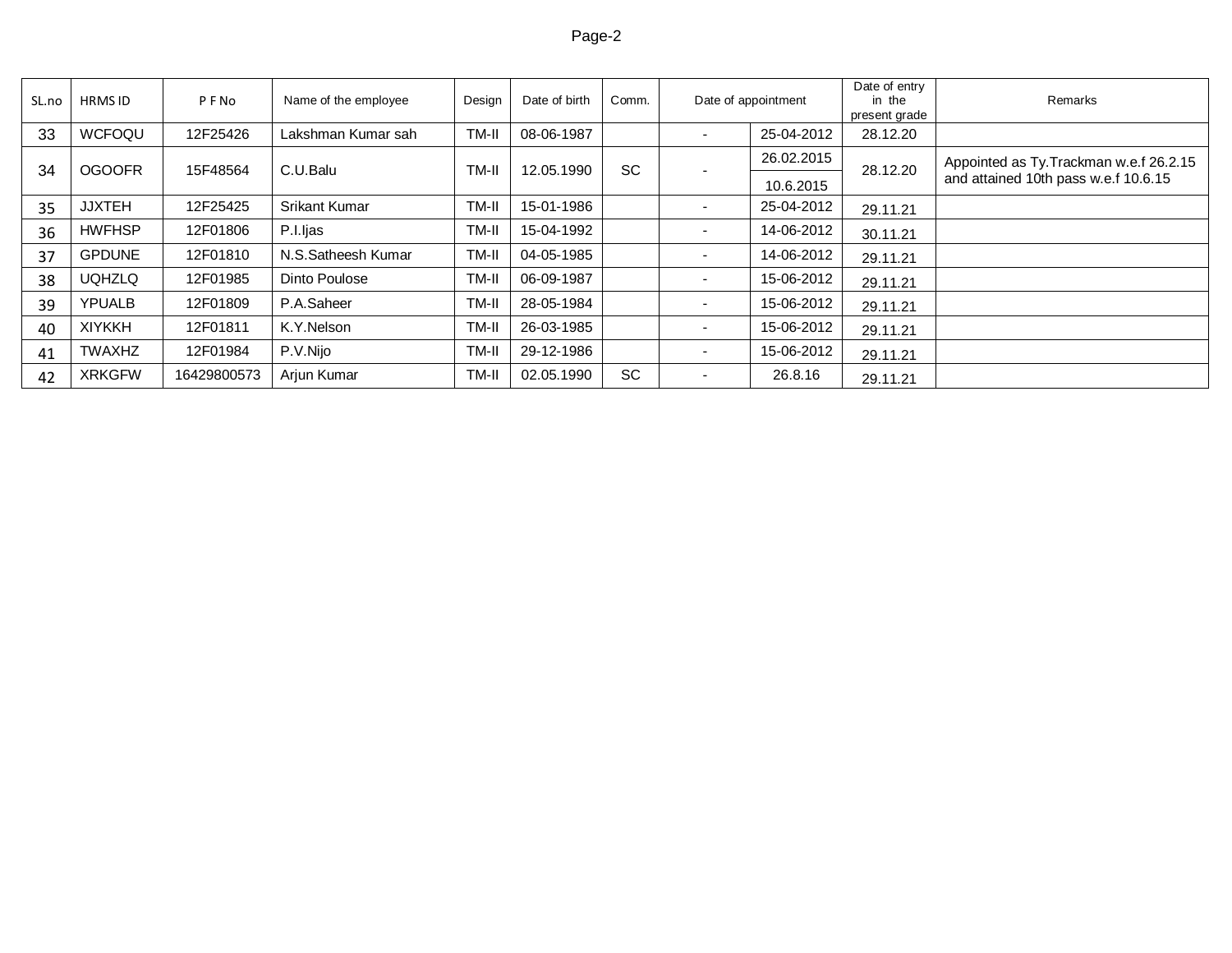| SL.no | HRMS ID | P F No | Name of the employee | Design | Date of birth | Comm. | Date of appointment | | Date of entry in the present grade | Remarks |
|---|---|---|---|---|---|---|---|---|---|---|
| 33 | WCFOQU | 12F25426 | Lakshman Kumar sah | TM-II | 08-06-1987 | | - | 25-04-2012 | 28.12.20 | |
| 34 | OGOOFR | 15F48564 | C.U.Balu | TM-II | 12.05.1990 | SC | - | 26.02.2015 / 10.6.2015 | 28.12.20 | Appointed as Ty.Trackman w.e.f 26.2.15 and attained 10th pass w.e.f 10.6.15 |
| 35 | JJXTEH | 12F25425 | Srikant Kumar | TM-II | 15-01-1986 | | - | 25-04-2012 | 29.11.21 | |
| 36 | HWFHSP | 12F01806 | P.I.Ijas | TM-II | 15-04-1992 | | - | 14-06-2012 | 30.11.21 | |
| 37 | GPDUNE | 12F01810 | N.S.Satheesh Kumar | TM-II | 04-05-1985 | | - | 14-06-2012 | 29.11.21 | |
| 38 | UQHZLQ | 12F01985 | Dinto Poulose | TM-II | 06-09-1987 | | - | 15-06-2012 | 29.11.21 | |
| 39 | YPUALB | 12F01809 | P.A.Saheer | TM-II | 28-05-1984 | | - | 15-06-2012 | 29.11.21 | |
| 40 | XIYKKH | 12F01811 | K.Y.Nelson | TM-II | 26-03-1985 | | - | 15-06-2012 | 29.11.21 | |
| 41 | TWAXHZ | 12F01984 | P.V.Nijo | TM-II | 29-12-1986 | | - | 15-06-2012 | 29.11.21 | |
| 42 | XRKGFW | 16429800573 | Arjun Kumar | TM-II | 02.05.1990 | SC | - | 26.8.16 | 29.11.21 | |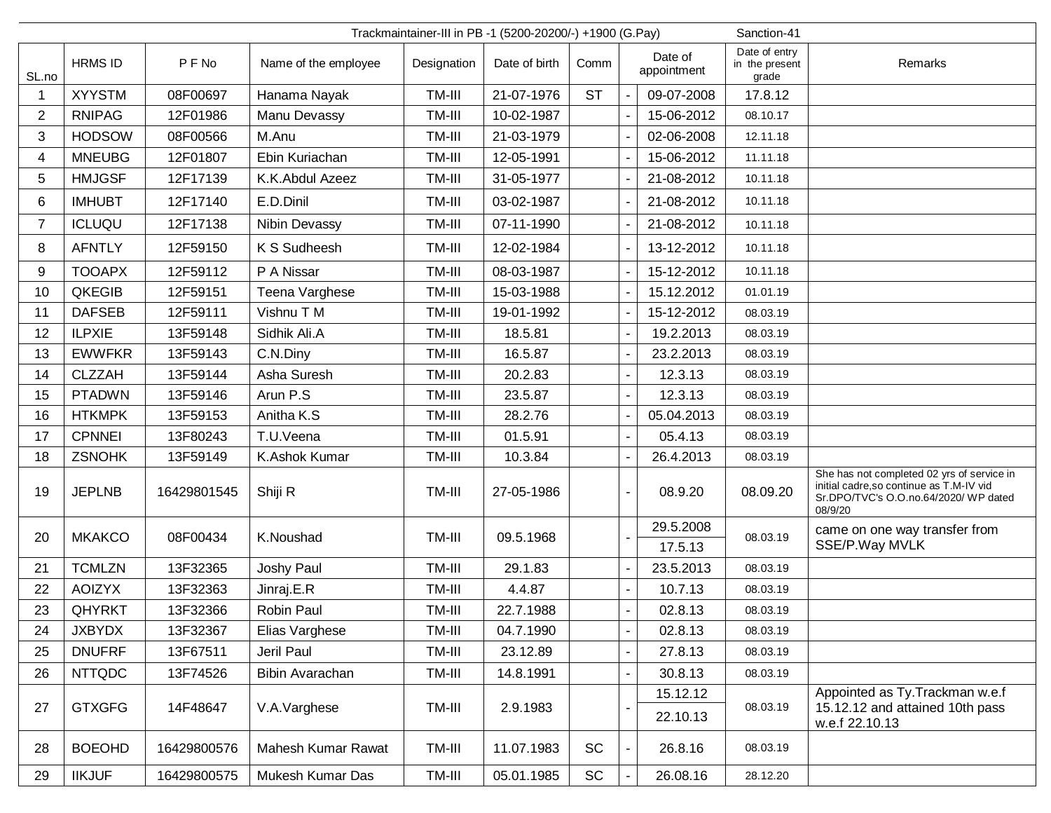Trackmaintainer-III in PB -1 (5200-20200/-) +1900 (G.Pay) Sanction-41

| SL.no | HRMS ID | P F No | Name of the employee | Designation | Date of birth | Comm | Date of appointment | | Date of entry in the present grade | Remarks |
|---|---|---|---|---|---|---|---|---|---|---|
| 1 | XYYSTM | 08F00697 | Hanama Nayak | TM-III | 21-07-1976 | ST | - | 09-07-2008 | 17.8.12 | |
| 2 | RNIPAG | 12F01986 | Manu Devassy | TM-III | 10-02-1987 | | - | 15-06-2012 | 08.10.17 | |
| 3 | HODSOW | 08F00566 | M.Anu | TM-III | 21-03-1979 | | - | 02-06-2008 | 12.11.18 | |
| 4 | MNEUBG | 12F01807 | Ebin Kuriachan | TM-III | 12-05-1991 | | - | 15-06-2012 | 11.11.18 | |
| 5 | HMJGSF | 12F17139 | K.K.Abdul Azeez | TM-III | 31-05-1977 | | - | 21-08-2012 | 10.11.18 | |
| 6 | IMHUBT | 12F17140 | E.D.Dinil | TM-III | 03-02-1987 | | - | 21-08-2012 | 10.11.18 | |
| 7 | ICLUQU | 12F17138 | Nibin Devassy | TM-III | 07-11-1990 | | - | 21-08-2012 | 10.11.18 | |
| 8 | AFNTLY | 12F59150 | K S Sudheesh | TM-III | 12-02-1984 | | - | 13-12-2012 | 10.11.18 | |
| 9 | TOOAPX | 12F59112 | P A Nissar | TM-III | 08-03-1987 | | - | 15-12-2012 | 10.11.18 | |
| 10 | QKEGIB | 12F59151 | Teena Varghese | TM-III | 15-03-1988 | | - | 15.12.2012 | 01.01.19 | |
| 11 | DAFSEB | 12F59111 | Vishnu T M | TM-III | 19-01-1992 | | - | 15-12-2012 | 08.03.19 | |
| 12 | ILPXIE | 13F59148 | Sidhik Ali.A | TM-III | 18.5.81 | | - | 19.2.2013 | 08.03.19 | |
| 13 | EWWFKR | 13F59143 | C.N.Diny | TM-III | 16.5.87 | | - | 23.2.2013 | 08.03.19 | |
| 14 | CLZZAH | 13F59144 | Asha Suresh | TM-III | 20.2.83 | | - | 12.3.13 | 08.03.19 | |
| 15 | PTADWN | 13F59146 | Arun P.S | TM-III | 23.5.87 | | - | 12.3.13 | 08.03.19 | |
| 16 | HTKMPK | 13F59153 | Anitha K.S | TM-III | 28.2.76 | | - | 05.04.2013 | 08.03.19 | |
| 17 | CPNNEI | 13F80243 | T.U.Veena | TM-III | 01.5.91 | | - | 05.4.13 | 08.03.19 | |
| 18 | ZSNOHK | 13F59149 | K.Ashok Kumar | TM-III | 10.3.84 | | - | 26.4.2013 | 08.03.19 | |
| 19 | JEPLNB | 16429801545 | Shiji R | TM-III | 27-05-1986 | | - | 08.9.20 | 08.09.20 | She has not completed 02 yrs of service in initial cadre,so continue as T.M-IV vid Sr.DPO/TVC's O.O.no.64/2020/ WP dated 08/9/20 |
| 20 | MKAKCO | 08F00434 | K.Noushad | TM-III | 09.5.1968 | | - | 29.5.2008<br>17.5.13 | 08.03.19 | came on one way transfer from SSE/P.Way MVLK |
| 21 | TCMLZN | 13F32365 | Joshy Paul | TM-III | 29.1.83 | | - | 23.5.2013 | 08.03.19 | |
| 22 | AOIZYX | 13F32363 | Jinraj.E.R | TM-III | 4.4.87 | | - | 10.7.13 | 08.03.19 | |
| 23 | QHYRKT | 13F32366 | Robin Paul | TM-III | 22.7.1988 | | - | 02.8.13 | 08.03.19 | |
| 24 | JXBYDX | 13F32367 | Elias Varghese | TM-III | 04.7.1990 | | - | 02.8.13 | 08.03.19 | |
| 25 | DNUFRF | 13F67511 | Jeril Paul | TM-III | 23.12.89 | | - | 27.8.13 | 08.03.19 | |
| 26 | NTTQDC | 13F74526 | Bibin Avarachan | TM-III | 14.8.1991 | | - | 30.8.13 | 08.03.19 | |
| 27 | GTXGFG | 14F48647 | V.A.Varghese | TM-III | 2.9.1983 | | - | 15.12.12<br>22.10.13 | 08.03.19 | Appointed as Ty.Trackman w.e.f 15.12.12 and attained 10th pass w.e.f 22.10.13 |
| 28 | BOEOHD | 16429800576 | Mahesh Kumar Rawat | TM-III | 11.07.1983 | SC | - | 26.8.16 | 08.03.19 | |
| 29 | IIKJUF | 16429800575 | Mukesh Kumar Das | TM-III | 05.01.1985 | SC | - | 26.08.16 | 28.12.20 | |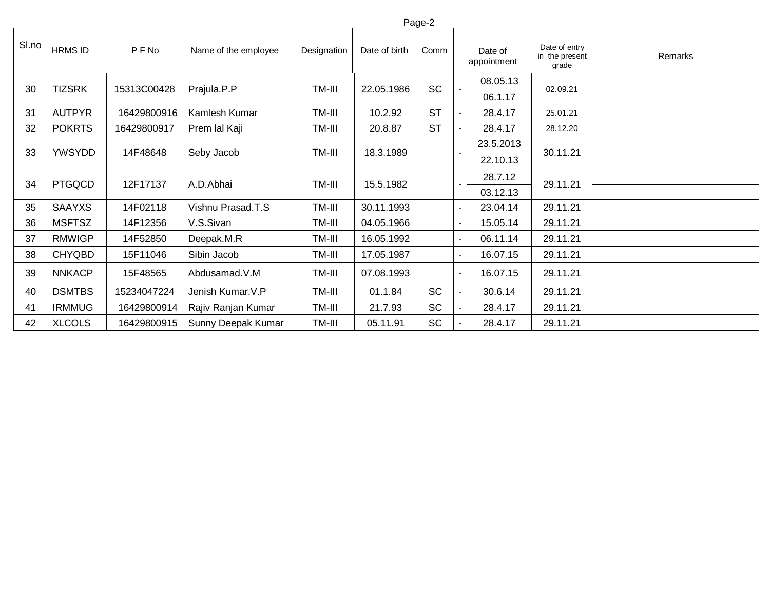| Sl.no | HRMS ID | P F No | Name of the employee | Designation | Date of birth | Comm | Date of appointment | | Date of entry in the present grade | Remarks |
|---|---|---|---|---|---|---|---|---|---|---|
| 30 | TIZSRK | 15313C00428 | Prajula.P.P | TM-III | 22.05.1986 | SC | - | 08.05.13 | 02.09.21 | |
| | | | | | | | | 06.1.17 | | |
| 31 | AUTPYR | 16429800916 | Kamlesh Kumar | TM-III | 10.2.92 | ST | - | 28.4.17 | 25.01.21 | |
| 32 | POKRTS | 16429800917 | Prem lal Kaji | TM-III | 20.8.87 | ST | - | 28.4.17 | 28.12.20 | |
| 33 | YWSYDD | 14F48648 | Seby Jacob | TM-III | 18.3.1989 | | - | 23.5.2013 | 30.11.21 | |
| | | | | | | | | 22.10.13 | | |
| 34 | PTGQCD | 12F17137 | A.D.Abhai | TM-III | 15.5.1982 | | - | 28.7.12 | 29.11.21 | |
| | | | | | | | | 03.12.13 | | |
| 35 | SAAYXS | 14F02118 | Vishnu Prasad.T.S | TM-III | 30.11.1993 | | - | 23.04.14 | 29.11.21 | |
| 36 | MSFTSZ | 14F12356 | V.S.Sivan | TM-III | 04.05.1966 | | - | 15.05.14 | 29.11.21 | |
| 37 | RMWIGP | 14F52850 | Deepak.M.R | TM-III | 16.05.1992 | | - | 06.11.14 | 29.11.21 | |
| 38 | CHYQBD | 15F11046 | Sibin Jacob | TM-III | 17.05.1987 | | - | 16.07.15 | 29.11.21 | |
| 39 | NNKACP | 15F48565 | Abdusamad.V.M | TM-III | 07.08.1993 | | - | 16.07.15 | 29.11.21 | |
| 40 | DSMTBS | 15234047224 | Jenish Kumar.V.P | TM-III | 01.1.84 | SC | - | 30.6.14 | 29.11.21 | |
| 41 | IRMMUG | 16429800914 | Rajiv Ranjan Kumar | TM-III | 21.7.93 | SC | - | 28.4.17 | 29.11.21 | |
| 42 | XLCOLS | 16429800915 | Sunny Deepak Kumar | TM-III | 05.11.91 | SC | - | 28.4.17 | 29.11.21 | |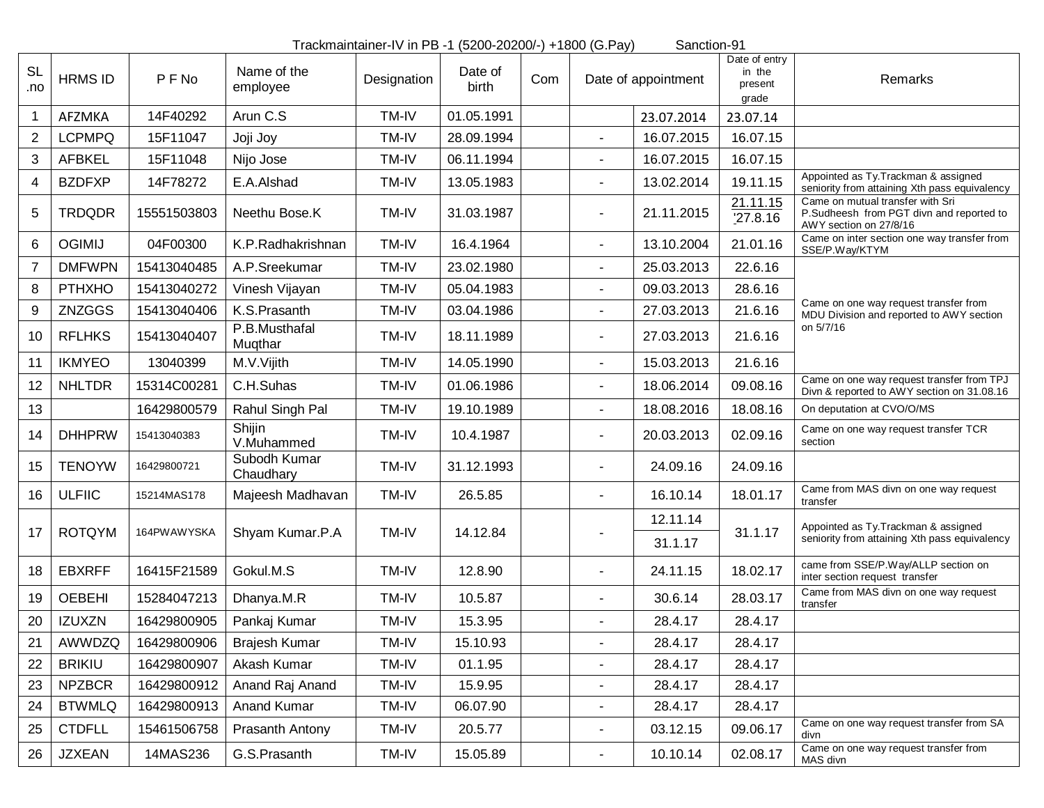Trackmaintainer-IV in PB -1 (5200-20200/-) +1800 (G.Pay)    Sanction-91

| SL .no | HRMS ID | P F No | Name of the employee | Designation | Date of birth | Com | Date of appointment | | Date of entry in the present grade | Remarks |
|---|---|---|---|---|---|---|---|---|---|---|
| 1 | AFZMKA | 14F40292 | Arun C.S | TM-IV | 01.05.1991 | | | 23.07.2014 | 23.07.14 | |
| 2 | LCPMPQ | 15F11047 | Joji Joy | TM-IV | 28.09.1994 | | - | 16.07.2015 | 16.07.15 | |
| 3 | AFBKEL | 15F11048 | Nijo Jose | TM-IV | 06.11.1994 | | - | 16.07.2015 | 16.07.15 | |
| 4 | BZDFXP | 14F78272 | E.A.Alshad | TM-IV | 13.05.1983 | | - | 13.02.2014 | 19.11.15 | Appointed as Ty.Trackman & assigned seniority from attaining Xth pass equivalency |
| 5 | TRDQDR | 15551503803 | Neethu Bose.K | TM-IV | 31.03.1987 | | - | 21.11.2015 | 21.11.15 '27.8.16 | Came on mutual transfer with Sri P.Sudheesh from PGT divn and reported to AWY section on 27/8/16 |
| 6 | OGIMIJ | 04F00300 | K.P.Radhakrishnan | TM-IV | 16.4.1964 | | - | 13.10.2004 | 21.01.16 | Came on inter section one way transfer from SSE/P.Way/KTYM |
| 7 | DMFWPN | 15413040485 | A.P.Sreekumar | TM-IV | 23.02.1980 | | - | 25.03.2013 | 22.6.16 | Came on one way request transfer from MDU Division and reported to AWY section on 5/7/16 |
| 8 | PTHXHO | 15413040272 | Vinesh Vijayan | TM-IV | 05.04.1983 | | - | 09.03.2013 | 28.6.16 | |
| 9 | ZNZGGS | 15413040406 | K.S.Prasanth | TM-IV | 03.04.1986 | | - | 27.03.2013 | 21.6.16 | |
| 10 | RFLHKS | 15413040407 | P.B.Musthafal Muqthar | TM-IV | 18.11.1989 | | - | 27.03.2013 | 21.6.16 | |
| 11 | IKMYEO | 13040399 | M.V.Vijith | TM-IV | 14.05.1990 | | - | 15.03.2013 | 21.6.16 | |
| 12 | NHLTDR | 15314C00281 | C.H.Suhas | TM-IV | 01.06.1986 | | - | 18.06.2014 | 09.08.16 | Came on one way request transfer from TPJ Divn & reported to AWY section on 31.08.16 |
| 13 | | 16429800579 | Rahul Singh Pal | TM-IV | 19.10.1989 | | - | 18.08.2016 | 18.08.16 | On deputation at CVO/O/MS |
| 14 | DHHPRW | 15413040383 | Shijin V.Muhammed | TM-IV | 10.4.1987 | | - | 20.03.2013 | 02.09.16 | Came on one way request transfer TCR section |
| 15 | TENOYW | 16429800721 | Subodh Kumar Chaudhary | TM-IV | 31.12.1993 | | - | 24.09.16 | 24.09.16 | |
| 16 | ULFIIC | 15214MAS178 | Majeesh Madhavan | TM-IV | 26.5.85 | | - | 16.10.14 | 18.01.17 | Came from MAS divn on one way request transfer |
| 17 | ROTQYM | 164PWAWYSKA | Shyam Kumar.P.A | TM-IV | 14.12.84 | | - | 12.11.14 / 31.1.17 | 31.1.17 | Appointed as Ty.Trackman & assigned seniority from attaining Xth pass equivalency |
| 18 | EBXRFF | 16415F21589 | Gokul.M.S | TM-IV | 12.8.90 | | - | 24.11.15 | 18.02.17 | came from SSE/P.Way/ALLP section on inter section request transfer |
| 19 | OEBEHI | 15284047213 | Dhanya.M.R | TM-IV | 10.5.87 | | - | 30.6.14 | 28.03.17 | Came from MAS divn on one way request transfer |
| 20 | IZUXZN | 16429800905 | Pankaj Kumar | TM-IV | 15.3.95 | | - | 28.4.17 | 28.4.17 | |
| 21 | AWWDZQ | 16429800906 | Brajesh Kumar | TM-IV | 15.10.93 | | - | 28.4.17 | 28.4.17 | |
| 22 | BRIKIU | 16429800907 | Akash Kumar | TM-IV | 01.1.95 | | - | 28.4.17 | 28.4.17 | |
| 23 | NPZBCR | 16429800912 | Anand Raj Anand | TM-IV | 15.9.95 | | - | 28.4.17 | 28.4.17 | |
| 24 | BTWMLQ | 16429800913 | Anand Kumar | TM-IV | 06.07.90 | | - | 28.4.17 | 28.4.17 | |
| 25 | CTDFLL | 15461506758 | Prasanth Antony | TM-IV | 20.5.77 | | - | 03.12.15 | 09.06.17 | Came on one way request transfer from SA divn |
| 26 | JZXEAN | 14MAS236 | G.S.Prasanth | TM-IV | 15.05.89 | | - | 10.10.14 | 02.08.17 | Came on one way request transfer from MAS divn |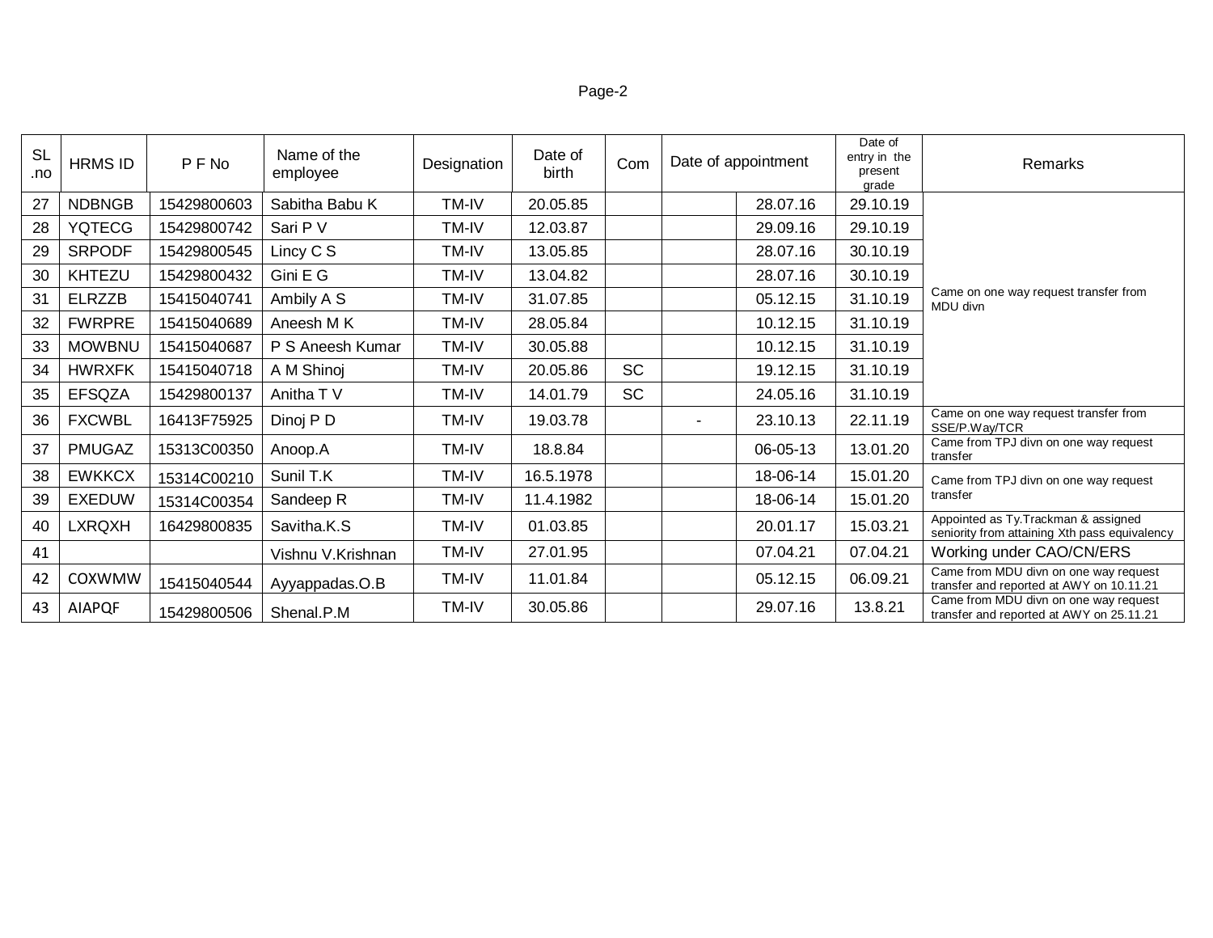Page-2

| SL .no | HRMS ID | P F No | Name of the employee | Designation | Date of birth | Com | Date of appointment | | Date of entry in the present grade | Remarks |
|---|---|---|---|---|---|---|---|---|---|---|
| 27 | NDBNGB | 15429800603 | Sabitha Babu K | TM-IV | 20.05.85 | | | 28.07.16 | 29.10.19 | Came on one way request transfer from MDU divn |
| 28 | YQTECG | 15429800742 | Sari P V | TM-IV | 12.03.87 | | | 29.09.16 | 29.10.19 | |
| 29 | SRPODF | 15429800545 | Lincy C S | TM-IV | 13.05.85 | | | 28.07.16 | 30.10.19 | |
| 30 | KHTEZU | 15429800432 | Gini E G | TM-IV | 13.04.82 | | | 28.07.16 | 30.10.19 | |
| 31 | ELRZZB | 15415040741 | Ambily A S | TM-IV | 31.07.85 | | | 05.12.15 | 31.10.19 | |
| 32 | FWRPRE | 15415040689 | Aneesh M K | TM-IV | 28.05.84 | | | 10.12.15 | 31.10.19 | |
| 33 | MOWBNU | 15415040687 | P S Aneesh Kumar | TM-IV | 30.05.88 | | | 10.12.15 | 31.10.19 | |
| 34 | HWRXFK | 15415040718 | A M Shinoj | TM-IV | 20.05.86 | SC | | 19.12.15 | 31.10.19 | |
| 35 | EFSQZA | 15429800137 | Anitha T V | TM-IV | 14.01.79 | SC | | 24.05.16 | 31.10.19 | |
| 36 | FXCWBL | 16413F75925 | Dinoj P D | TM-IV | 19.03.78 | | - | 23.10.13 | 22.11.19 | Came on one way request transfer from SSE/P.Way/TCR |
| 37 | PMUGAZ | 15313C00350 | Anoop.A | TM-IV | 18.8.84 | | | 06-05-13 | 13.01.20 | Came from TPJ divn on one way request transfer |
| 38 | EWKKCX | 15314C00210 | Sunil T.K | TM-IV | 16.5.1978 | | | 18-06-14 | 15.01.20 | Came from TPJ divn on one way request transfer |
| 39 | EXEDUW | 15314C00354 | Sandeep R | TM-IV | 11.4.1982 | | | 18-06-14 | 15.01.20 | |
| 40 | LXRQXH | 16429800835 | Savitha.K.S | TM-IV | 01.03.85 | | | 20.01.17 | 15.03.21 | Appointed as Ty.Trackman & assigned seniority from attaining Xth pass equivalency |
| 41 | | | Vishnu V.Krishnan | TM-IV | 27.01.95 | | | 07.04.21 | 07.04.21 | Working under CAO/CN/ERS |
| 42 | COXWMW | 15415040544 | Ayyappadas.O.B | TM-IV | 11.01.84 | | | 05.12.15 | 06.09.21 | Came from MDU divn on one way request transfer and reported at AWY on 10.11.21 |
| 43 | AIAPQF | 15429800506 | Shenal.P.M | TM-IV | 30.05.86 | | | 29.07.16 | 13.8.21 | Came from MDU divn on one way request transfer and reported at AWY on 25.11.21 |